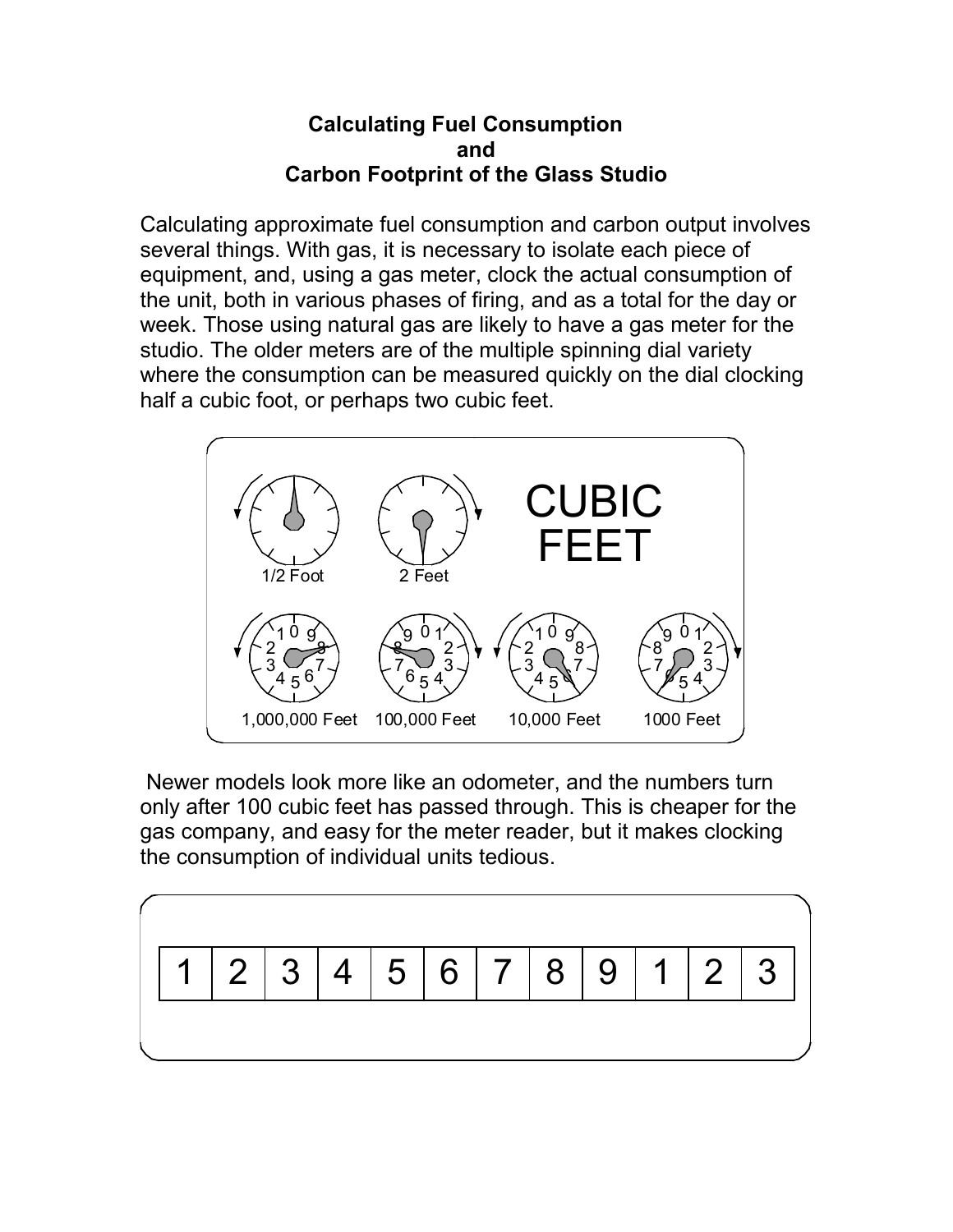**Calculating Fuel Consumption and Carbon Footprint of the Glass Studio**

Calculating approximate fuel consumption and carbon output involves several things. With gas, it is necessary to isolate each piece of equipment, and, using a gas meter, clock the actual consumption of the unit, both in various phases of firing, and as a total for the day or week. Those using natural gas are likely to have a gas meter for the studio. The older meters are of the multiple spinning dial variety where the consumption can be measured quickly on the dial clocking half a cubic foot, or perhaps two cubic feet.

Newer models look more like an odometer, and the numbers turn only after 100 cubic feet has passed through. This is cheaper for the gas company, and easy for the meter reader, but it makes clocking the consumption of individual units tedious.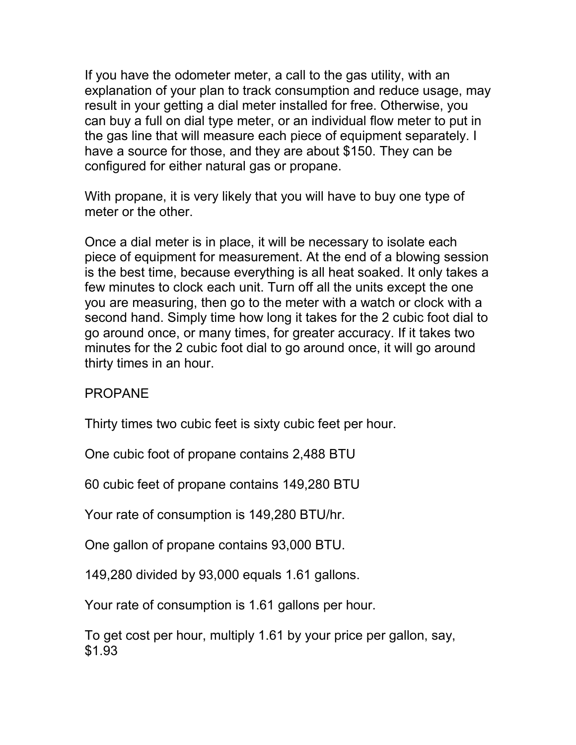If you have the odometer meter, a call to the gas utility, with an explanation of your plan to track consumption and reduce usage, may result in your getting a dial meter installed for free. Otherwise, you can buy a full on dial type meter, or an individual flow meter to put in the gas line that will measure each piece of equipment separately. I have a source for those, and they are about $150. They can be configured for either natural gas or propane.

With propane, it is very likely that you will have to buy one type of meter or the other.

Once a dial meter is in place, it will be necessary to isolate each piece of equipment for measurement. At the end of a blowing session is the best time, because everything is all heat soaked. It only takes a few minutes to clock each unit. Turn off all the units except the one you are measuring, then go to the meter with a watch or clock with a second hand. Simply time how long it takes for the 2 cubic foot dial to go around once, or many times, for greater accuracy. If it takes two minutes for the 2 cubic foot dial to go around once, it will go around thirty times in an hour.

## PROPANE

Thirty times two cubic feet is sixty cubic feet per hour.

One cubic foot of propane contains 2,488 BTU

60 cubic feet of propane contains 149,280 BTU

Your rate of consumption is 149,280 BTU/hr.

One gallon of propane contains 93,000 BTU.

149,280 divided by 93,000 equals 1.61 gallons.

Your rate of consumption is 1.61 gallons per hour.

To get cost per hour, multiply 1.61 by your price per gallon, say, $1.93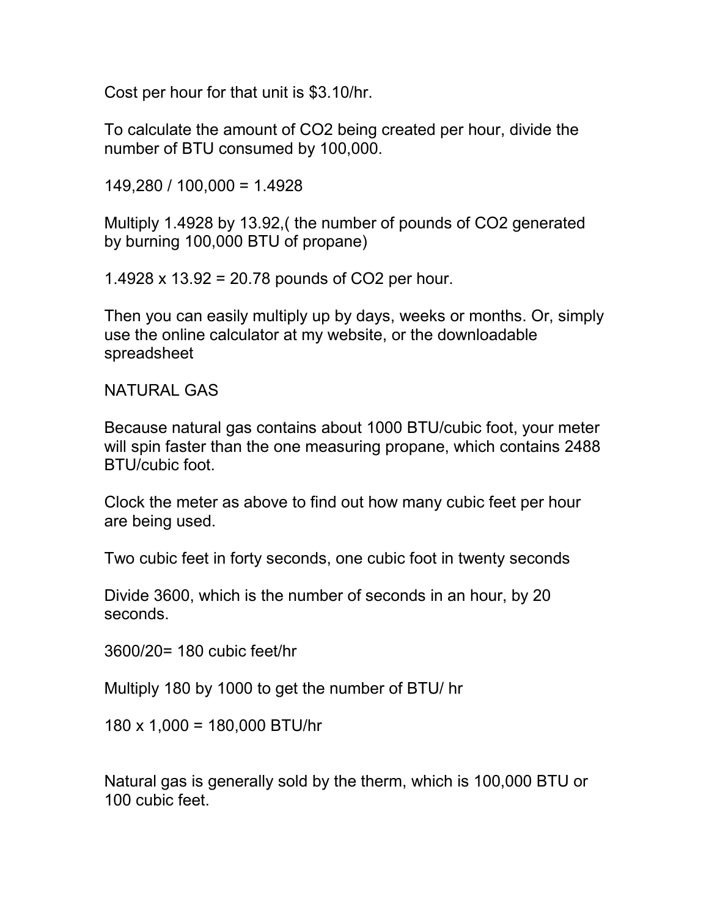Cost per hour for that unit is $3.10/hr.

To calculate the amount of $CO_2$ being created per hour, divide the number of BTU consumed by 100,000.

149,280 / 100,000 = 1.4928

Multiply 1.4928 by 13.92,( the number of pounds of $CO_2$ generated by burning 100,000 BTU of propane)

1.4928 x 13.92 = 20.78 pounds of $CO_2$ per hour.

Then you can easily multiply up by days, weeks or months. Or, simply use the online calculator at my website, or the downloadable spreadsheet

## NATURAL GAS

Because natural gas contains about 1000 BTU/cubic foot, your meter will spin faster than the one measuring propane, which contains 2488 BTU/cubic foot.

Clock the meter as above to find out how many cubic feet per hour are being used.

Two cubic feet in forty seconds, one cubic foot in twenty seconds

Divide 3600, which is the number of seconds in an hour, by 20 seconds.

3600/20= 180 cubic feet/hr

Multiply 180 by 1000 to get the number of BTU/ hr

180 x 1,000 = 180,000 BTU/hr

Natural gas is generally sold by the therm, which is 100,000 BTU or 100 cubic feet.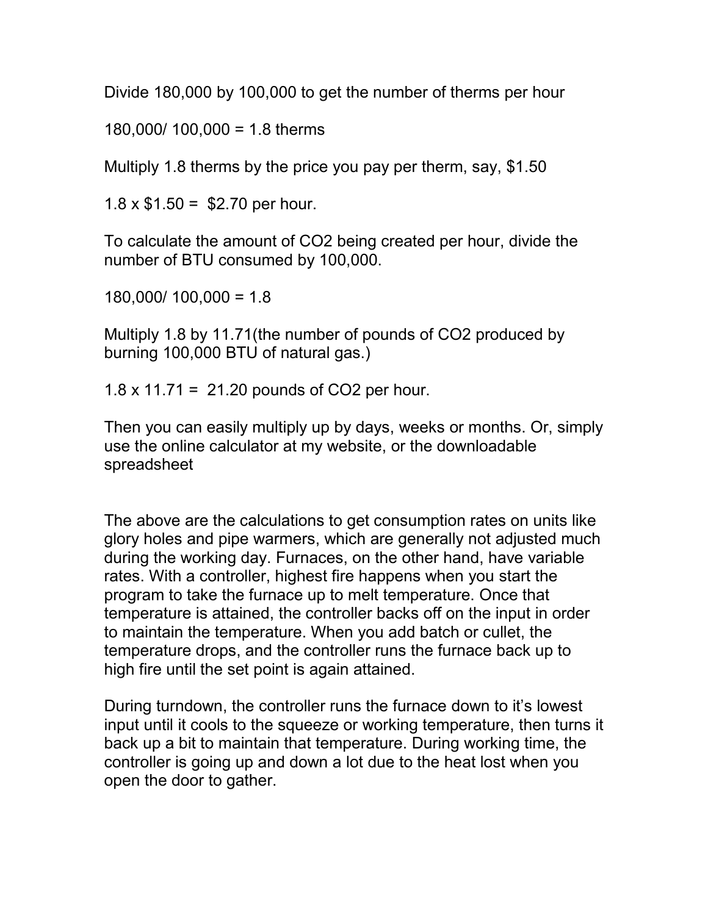Divide 180,000 by 100,000 to get the number of therms per hour

180,000/ 100,000 = 1.8 therms

Multiply 1.8 therms by the price you pay per therm, say, $1.50

1.8 x $1.50 =  $2.70 per hour.

To calculate the amount of $CO_2$ being created per hour, divide the number of BTU consumed by 100,000.

180,000/ 100,000 = 1.8

Multiply 1.8 by 11.71(the number of pounds of $CO_2$ produced by burning 100,000 BTU of natural gas.)

1.8 x 11.71 =  21.20 pounds of $CO_2$ per hour.

Then you can easily multiply up by days, weeks or months. Or, simply use the online calculator at my website, or the downloadable spreadsheet

The above are the calculations to get consumption rates on units like glory holes and pipe warmers, which are generally not adjusted much during the working day. Furnaces, on the other hand, have variable rates. With a controller, highest fire happens when you start the program to take the furnace up to melt temperature. Once that temperature is attained, the controller backs off on the input in order to maintain the temperature. When you add batch or cullet, the temperature drops, and the controller runs the furnace back up to high fire until the set point is again attained.

During turndown, the controller runs the furnace down to it's lowest input until it cools to the squeeze or working temperature, then turns it back up a bit to maintain that temperature. During working time, the controller is going up and down a lot due to the heat lost when you open the door to gather.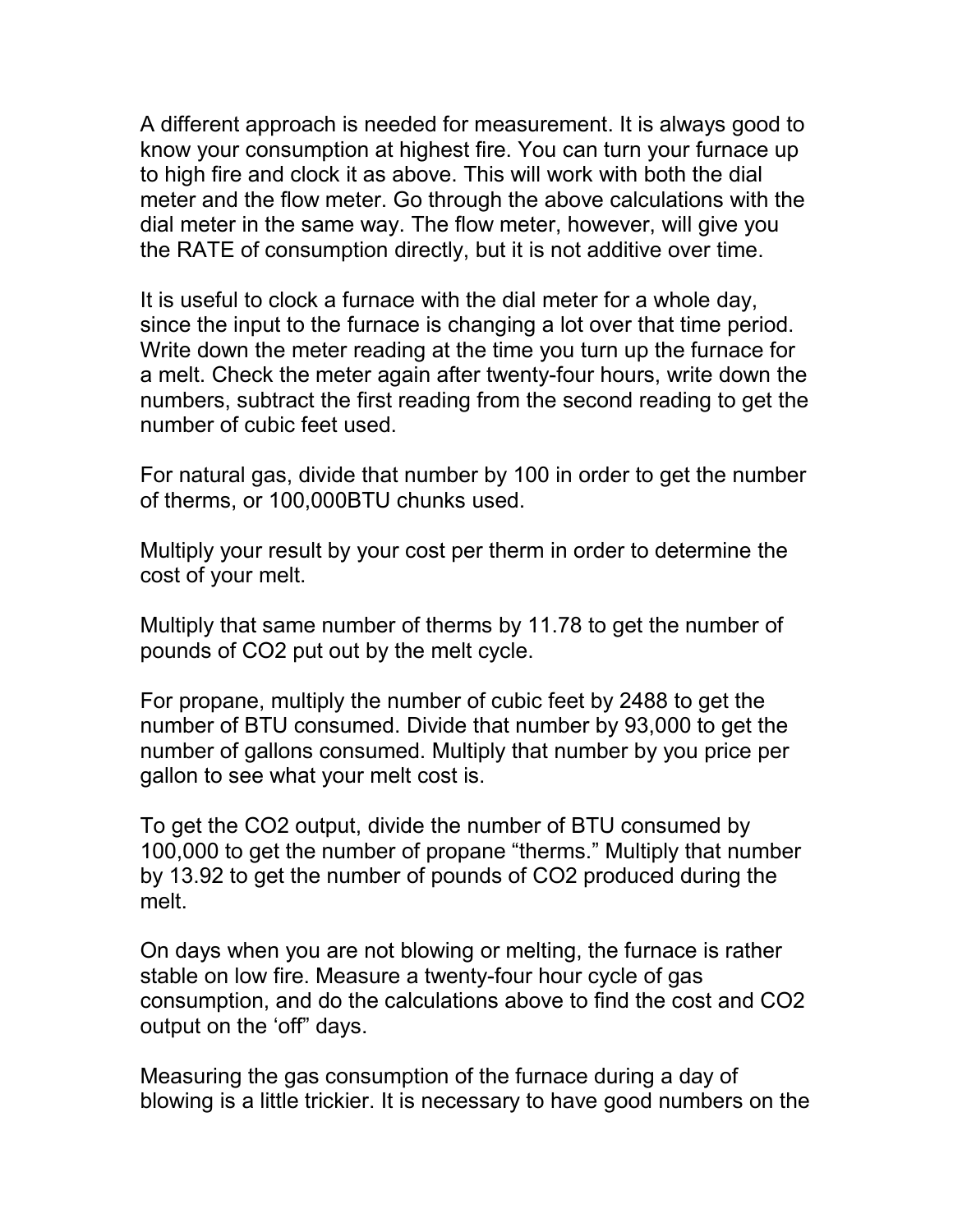A different approach is needed for measurement. It is always good to know your consumption at highest fire. You can turn your furnace up to high fire and clock it as above. This will work with both the dial meter and the flow meter. Go through the above calculations with the dial meter in the same way. The flow meter, however, will give you the RATE of consumption directly, but it is not additive over time.

It is useful to clock a furnace with the dial meter for a whole day, since the input to the furnace is changing a lot over that time period. Write down the meter reading at the time you turn up the furnace for a melt. Check the meter again after twenty-four hours, write down the numbers, subtract the first reading from the second reading to get the number of cubic feet used.

For natural gas, divide that number by 100 in order to get the number of therms, or 100,000BTU chunks used.

Multiply your result by your cost per therm in order to determine the cost of your melt.

Multiply that same number of therms by 11.78 to get the number of pounds of $CO_2$ put out by the melt cycle.

For propane, multiply the number of cubic feet by 2488 to get the number of BTU consumed. Divide that number by 93,000 to get the number of gallons consumed. Multiply that number by you price per gallon to see what your melt cost is.

To get the $CO_2$ output, divide the number of BTU consumed by 100,000 to get the number of propane "therms." Multiply that number by 13.92 to get the number of pounds of $CO_2$ produced during the melt.

On days when you are not blowing or melting, the furnace is rather stable on low fire. Measure a twenty-four hour cycle of gas consumption, and do the calculations above to find the cost and $CO_2$ output on the 'off" days.

Measuring the gas consumption of the furnace during a day of blowing is a little trickier. It is necessary to have good numbers on the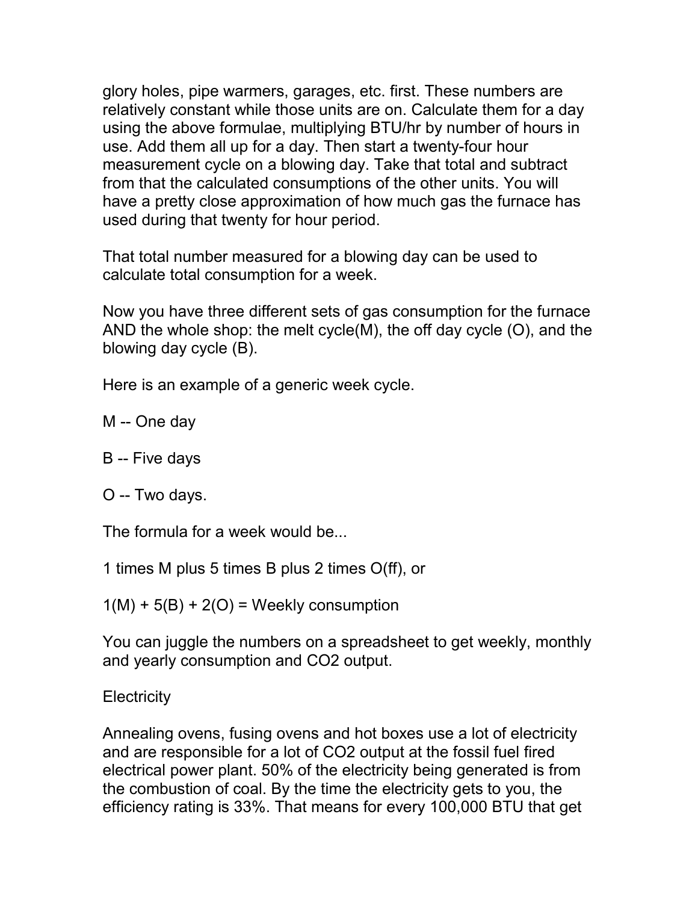glory holes, pipe warmers, garages, etc. first. These numbers are relatively constant while those units are on. Calculate them for a day using the above formulae, multiplying BTU/hr by number of hours in use. Add them all up for a day. Then start a twenty-four hour measurement cycle on a blowing day. Take that total and subtract from that the calculated consumptions of the other units. You will have a pretty close approximation of how much gas the furnace has used during that twenty for hour period.

That total number measured for a blowing day can be used to calculate total consumption for a week.

Now you have three different sets of gas consumption for the furnace AND the whole shop: the melt cycle(M), the off day cycle (O), and the blowing day cycle (B).

Here is an example of a generic week cycle.

M -- One day

B -- Five days

O -- Two days.

The formula for a week would be...

1 times M plus 5 times B plus 2 times O(ff), or

1(M) + 5(B) + 2(O) = Weekly consumption

You can juggle the numbers on a spreadsheet to get weekly, monthly and yearly consumption and $CO_2$ output.

Electricity

Annealing ovens, fusing ovens and hot boxes use a lot of electricity and are responsible for a lot of $CO_2$ output at the fossil fuel fired electrical power plant. 50% of the electricity being generated is from the combustion of coal. By the time the electricity gets to you, the efficiency rating is 33%. That means for every 100,000 BTU that get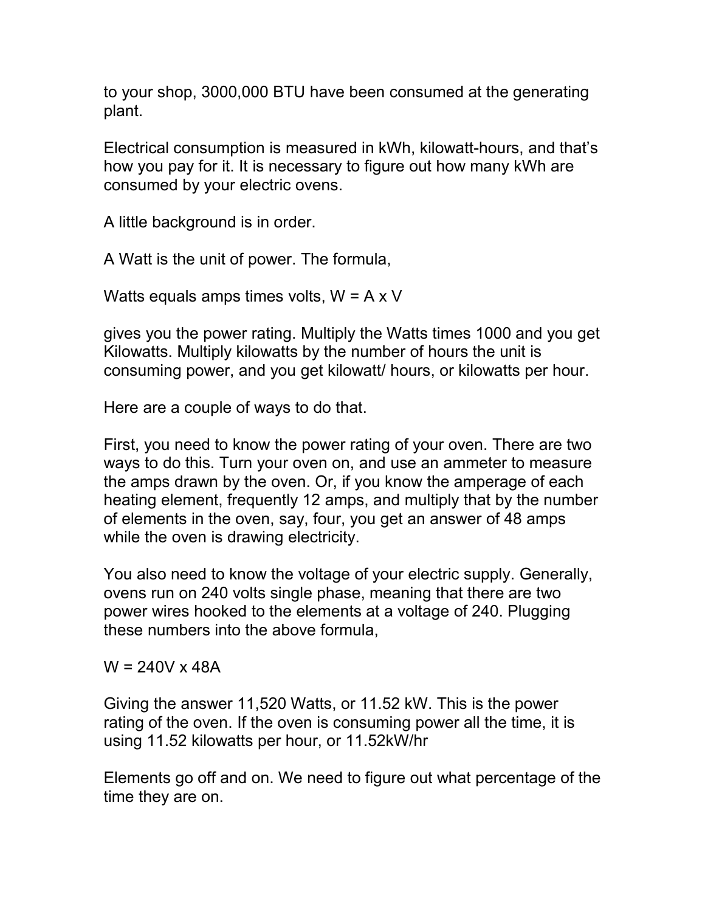to your shop, 3000,000 BTU have been consumed at the generating plant.

Electrical consumption is measured in kWh, kilowatt-hours, and that's how you pay for it. It is necessary to figure out how many kWh are consumed by your electric ovens.

A little background is in order.

A Watt is the unit of power. The formula,

Watts equals amps times volts, W = A x V

gives you the power rating. Multiply the Watts times 1000 and you get Kilowatts. Multiply kilowatts by the number of hours the unit is consuming power, and you get kilowatt/ hours, or kilowatts per hour.

Here are a couple of ways to do that.

First, you need to know the power rating of your oven. There are two ways to do this. Turn your oven on, and use an ammeter to measure the amps drawn by the oven. Or, if you know the amperage of each heating element, frequently 12 amps, and multiply that by the number of elements in the oven, say, four, you get an answer of 48 amps while the oven is drawing electricity.

You also need to know the voltage of your electric supply. Generally, ovens run on 240 volts single phase, meaning that there are two power wires hooked to the elements at a voltage of 240. Plugging these numbers into the above formula,

W = 240V x 48A

Giving the answer 11,520 Watts, or 11.52 kW. This is the power rating of the oven. If the oven is consuming power all the time, it is using 11.52 kilowatts per hour, or 11.52kW/hr

Elements go off and on. We need to figure out what percentage of the time they are on.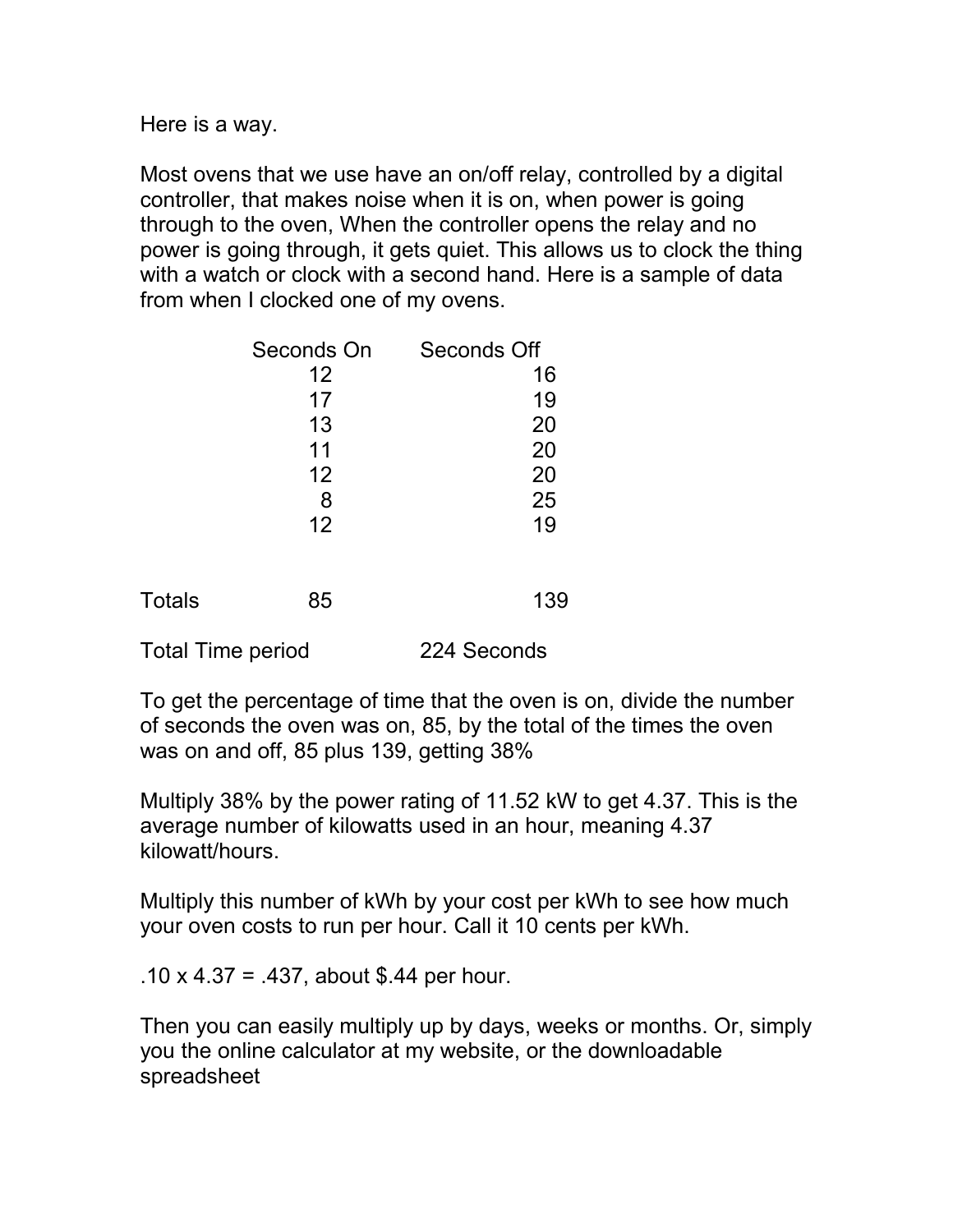Here is a way.

Most ovens that we use have an on/off relay, controlled by a digital controller, that makes noise when it is on, when power is going through to the oven, When the controller opens the relay and no power is going through, it gets quiet. This allows us to clock the thing with a watch or clock with a second hand. Here is a sample of data from when I clocked one of my ovens.

| | Seconds On | Seconds Off |
|---|---|---|
| | 12 | 16 |
| | 17 | 19 |
| | 13 | 20 |
| | 11 | 20 |
| | 12 | 20 |
| | 8 | 25 |
| | 12 | 19 |
| Totals | 85 | 139 |

Total Time period 224 Seconds

To get the percentage of time that the oven is on, divide the number of seconds the oven was on, 85, by the total of the times the oven was on and off, 85 plus 139, getting 38%

Multiply 38% by the power rating of 11.52 kW to get 4.37. This is the average number of kilowatts used in an hour, meaning 4.37 kilowatt/hours.

Multiply this number of kWh by your cost per kWh to see how much your oven costs to run per hour. Call it 10 cents per kWh.

.10 x 4.37 = .437, about $.44 per hour.

Then you can easily multiply up by days, weeks or months. Or, simply you the online calculator at my website, or the downloadable spreadsheet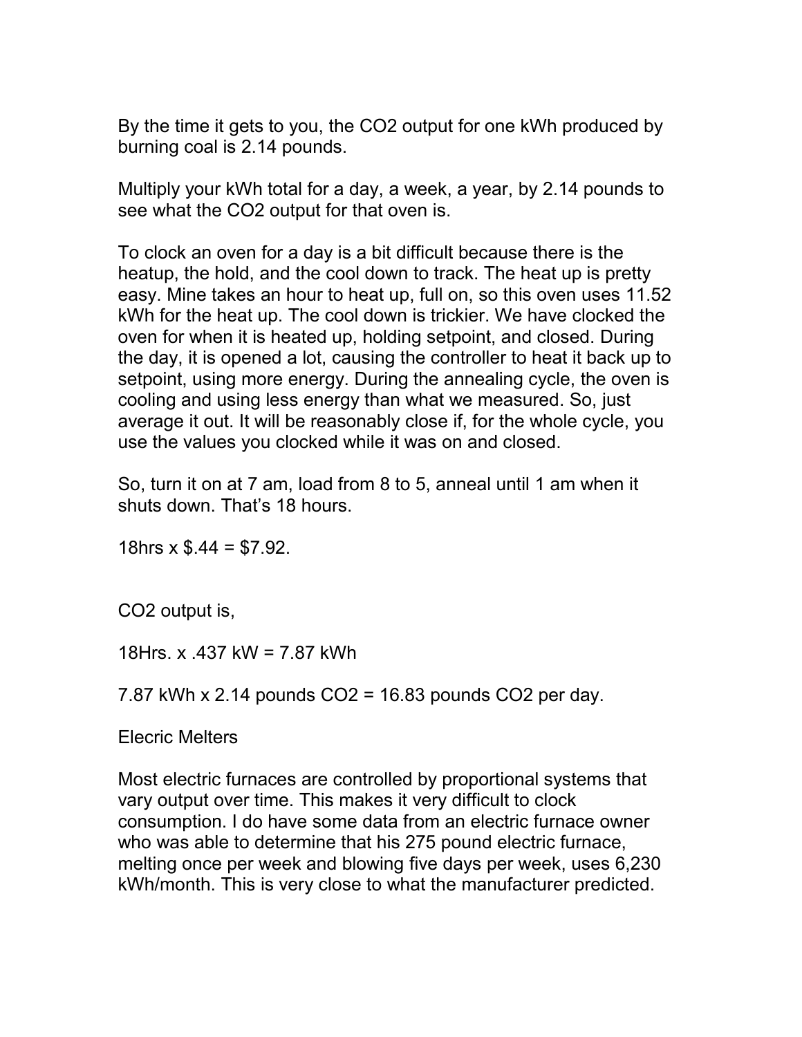By the time it gets to you, the $CO_2$ output for one kWh produced by burning coal is 2.14 pounds.

Multiply your kWh total for a day, a week, a year, by 2.14 pounds to see what the $CO_2$ output for that oven is.

To clock an oven for a day is a bit difficult because there is the heatup, the hold, and the cool down to track. The heat up is pretty easy. Mine takes an hour to heat up, full on, so this oven uses 11.52 kWh for the heat up. The cool down is trickier. We have clocked the oven for when it is heated up, holding setpoint, and closed. During the day, it is opened a lot, causing the controller to heat it back up to setpoint, using more energy. During the annealing cycle, the oven is cooling and using less energy than what we measured. So, just average it out. It will be reasonably close if, for the whole cycle, you use the values you clocked while it was on and closed.

So, turn it on at 7 am, load from 8 to 5, anneal until 1 am when it shuts down. That's 18 hours.

18hrs x $.44 = $7.92.

$CO_2$ output is,

18Hrs. x .437 kW = 7.87 kWh

7.87 kWh x 2.14 pounds $CO_2$ = 16.83 pounds $CO_2$ per day.

Elecric Melters

Most electric furnaces are controlled by proportional systems that vary output over time. This makes it very difficult to clock consumption. I do have some data from an electric furnace owner who was able to determine that his 275 pound electric furnace, melting once per week and blowing five days per week, uses 6,230 kWh/month. This is very close to what the manufacturer predicted.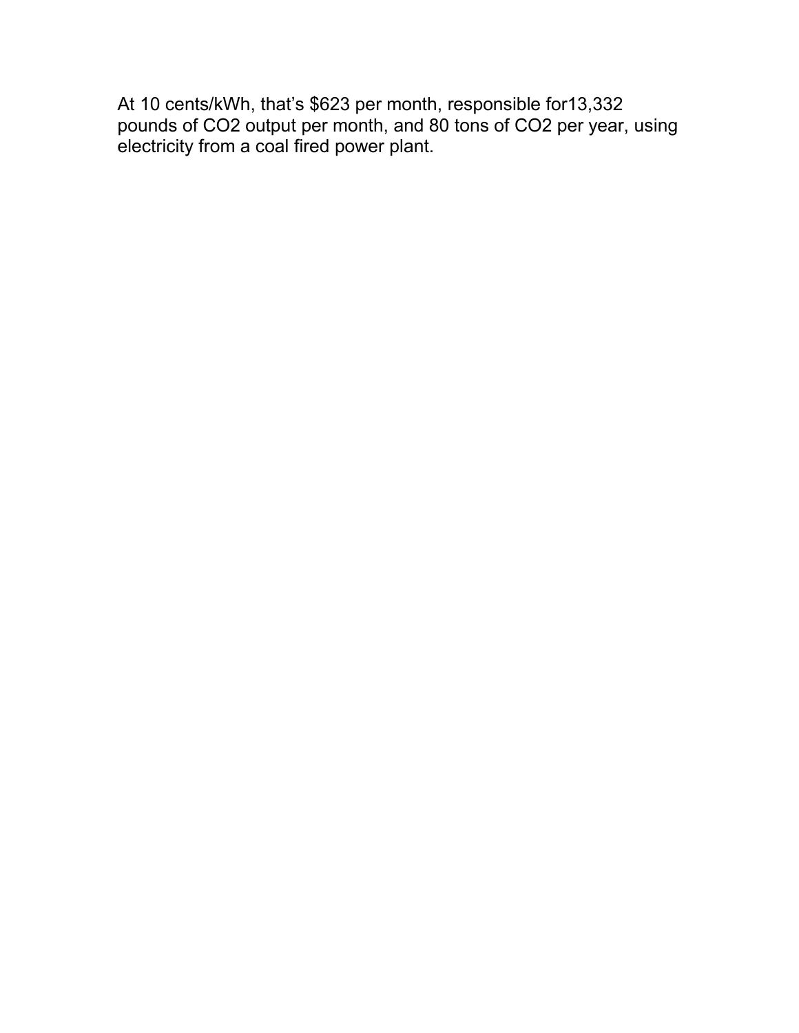At 10 cents/kWh, that's $623 per month, responsible for13,332 pounds of $CO_2$ output per month, and 80 tons of $CO_2$ per year, using electricity from a coal fired power plant.